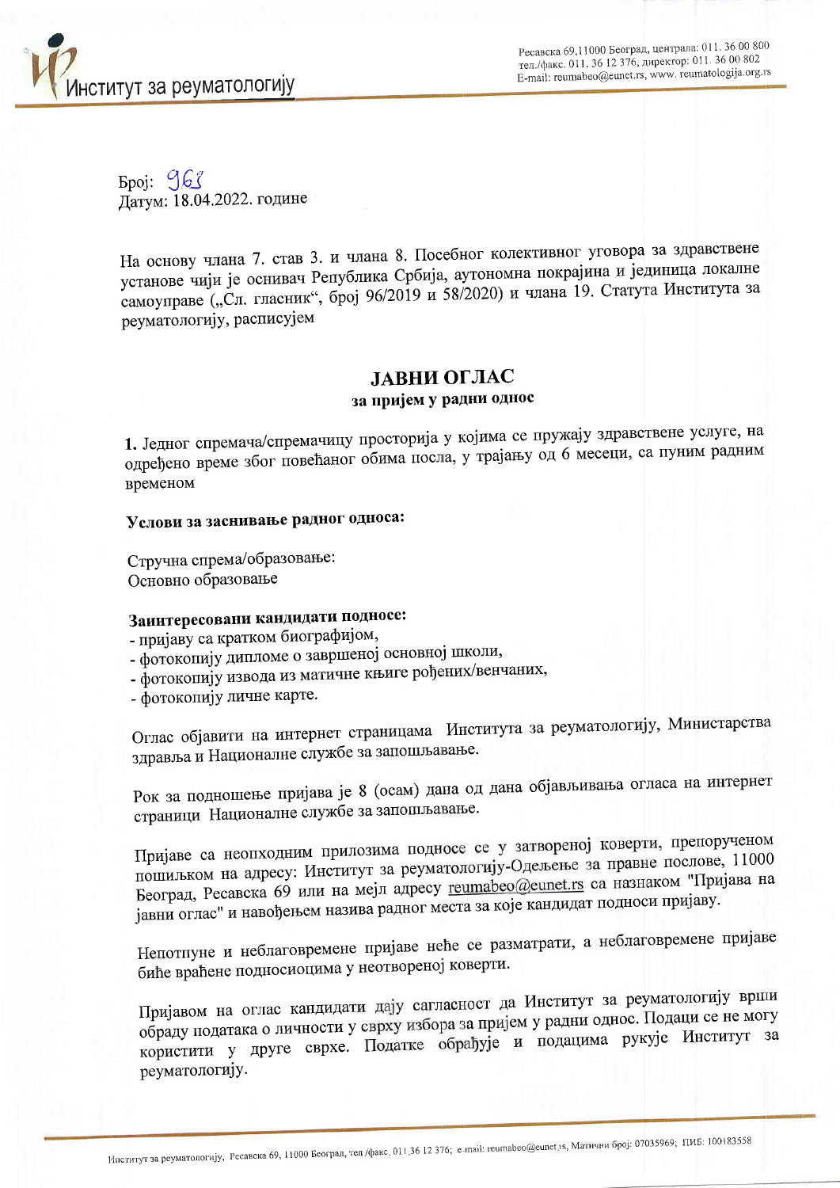Институт за реуматологију

Ресавска 69,11000 Београд, централа: 011. 36 00 800
тел./факс. 011. 36 12 376, директор: 011. 36 00 802
E-mail: reumabeo@eunet.rs, www. reumatologija.org.rs

Број: 963
Датум: 18.04.2022. године

На основу члана 7. став 3. и члана 8. Посебног колективног уговора за здравствене установе чији је оснивач Република Србија, аутономна покрајина и јединица локалне самоуправе („Сл. гласник", број 96/2019 и 58/2020) и члана 19. Статута Института за реуматологију, расписујем

# ЈАВНИ ОГЛАС
## за пријем у радни однос

**1.** Једног спремача/спремачицу просторија у којима се пружају здравствене услуге, на одређено време због повећаног обима посла, у трајању од 6 месеци, са пуним радним временом

**Услови за заснивање радног односа:**

Стручна спрема/образовање:
Основно образовање

**Заинтересовани кандидати подносе:**
- пријаву са кратком биографијом,
- фотокопију дипломе о завршеној основној школи,
- фотокопију извода из матичне књиге рођених/венчаних,
- фотокопију личне карте.

Оглас објавити на интернет страницама Института за реуматологију, Министарства здравља и Националне службе за запошљавање.

Рок за подношење пријава је 8 (осам) дана од дана објављивања огласа на интернет страници Националне службе за запошљавање.

Пријаве са неопходним прилозима подносе се у затвореној коверти, препорученом пошиљком на адресу: Институт за реуматологију-Одељење за правне послове, 11000 Београд, Ресавска 69 или на мејл адресу reumabeo@eunet.rs са назнаком "Пријава на јавни оглас" и навођењем назива радног места за које кандидат подноси пријаву.

Непотпуне и неблаговремене пријаве неће се разматрати, а неблаговремене пријаве биће враћене подносиоцима у неотвореној коверти.

Пријавом на оглас кандидати дају сагласност да Институт за реуматологију врши обраду података о личности у сврху избора за пријем у радни однос. Подаци се не могу користити у друге сврхе. Податке обрађује и подацима рукује Институт за реуматологију.

Институт за реуматологију, Ресавска 69, 11000 Београд, тел./факс. 011.36 12 376; e-mail: reumabeo@eunet.rs, Матични број: 07035969; ПИБ: 100183558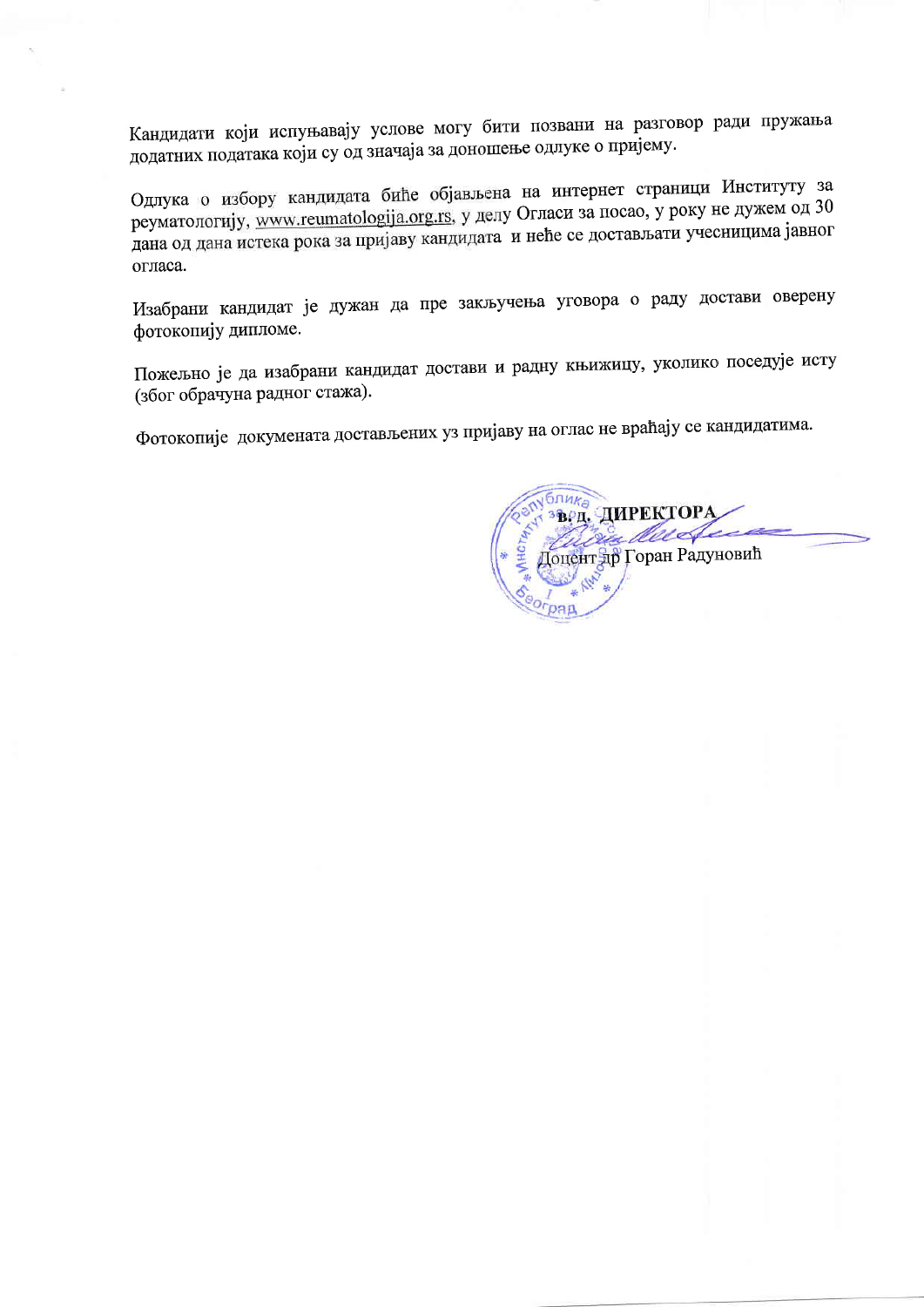Кандидати који испуњавају услове могу бити позвани на разговор ради пружања додатних података који су од значаја за доношење одлуке о пријему.

Одлука о избору кандидата биће објављена на интернет страници Институту за реуматологију, www.reumatologija.org.rs, у делу Огласи за посао, у року не дужем од 30 дана од дана истека рока за пријаву кандидата и неће се достављати учесницима јавног огласа.

Изабрани кандидат је дужан да пре закључења уговора о раду достави оверену фотокопију дипломе.

Пожељно је да изабрани кандидат достави и радну књижицу, уколико поседује исту (због обрачуна радног стажа).

Фотокопије докумената достављених уз пријаву на оглас не враћају се кандидатима.

**в. д. ДИРЕКТОРА**

Доцент др Горан Радуновић